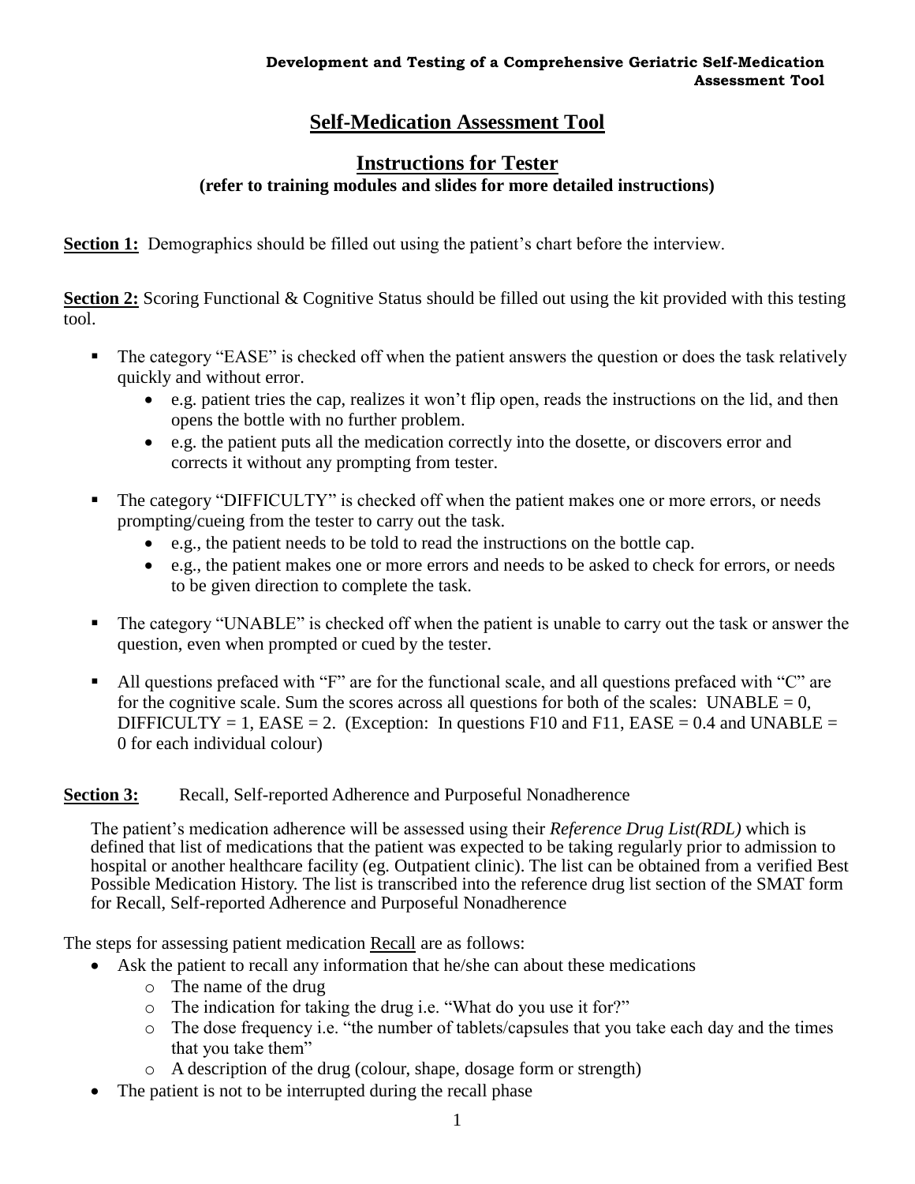# Self-Medication Assessment Tool

## Instructions for Tester

**(refer to training modules and slides for more detailed instructions)**

**Section 1:** Demographics should be filled out using the patient's chart before the interview.

**Section 2:** Scoring Functional & Cognitive Status should be filled out using the kit provided with this testing tool.

- The category "EASE" is checked off when the patient answers the question or does the task relatively quickly and without error.
  - e.g. patient tries the cap, realizes it won't flip open, reads the instructions on the lid, and then opens the bottle with no further problem.
  - e.g. the patient puts all the medication correctly into the dosette, or discovers error and corrects it without any prompting from tester.
- The category "DIFFICULTY" is checked off when the patient makes one or more errors, or needs prompting/cueing from the tester to carry out the task.
  - e.g., the patient needs to be told to read the instructions on the bottle cap.
  - e.g., the patient makes one or more errors and needs to be asked to check for errors, or needs to be given direction to complete the task.
- The category "UNABLE" is checked off when the patient is unable to carry out the task or answer the question, even when prompted or cued by the tester.
- All questions prefaced with "F" are for the functional scale, and all questions prefaced with "C" are for the cognitive scale. Sum the scores across all questions for both of the scales: UNABLE = 0, DIFFICULTY = 1, EASE = 2. (Exception: In questions F10 and F11, EASE = 0.4 and UNABLE = 0 for each individual colour)

**Section 3:** Recall, Self-reported Adherence and Purposeful Nonadherence

The patient's medication adherence will be assessed using their *Reference Drug List(RDL)* which is defined that list of medications that the patient was expected to be taking regularly prior to admission to hospital or another healthcare facility (eg. Outpatient clinic). The list can be obtained from a verified Best Possible Medication History. The list is transcribed into the reference drug list section of the SMAT form for Recall, Self-reported Adherence and Purposeful Nonadherence

The steps for assessing patient medication Recall are as follows:

- Ask the patient to recall any information that he/she can about these medications
  - The name of the drug
  - The indication for taking the drug i.e. "What do you use it for?"
  - The dose frequency i.e. "the number of tablets/capsules that you take each day and the times that you take them"
  - A description of the drug (colour, shape, dosage form or strength)
- The patient is not to be interrupted during the recall phase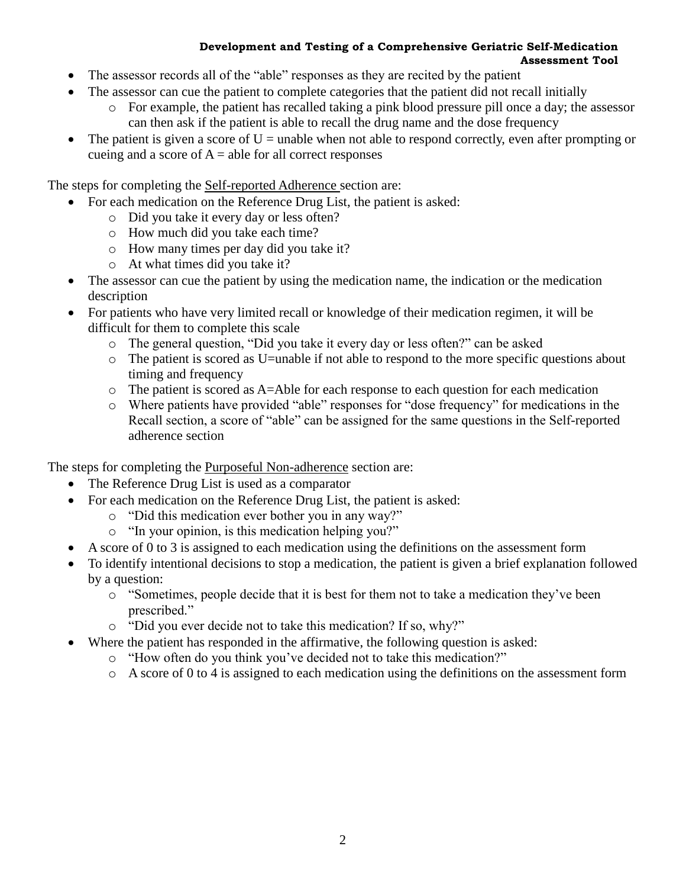- The assessor records all of the "able" responses as they are recited by the patient
- The assessor can cue the patient to complete categories that the patient did not recall initially
  - For example, the patient has recalled taking a pink blood pressure pill once a day; the assessor can then ask if the patient is able to recall the drug name and the dose frequency
- The patient is given a score of U = unable when not able to respond correctly, even after prompting or cueing and a score of A = able for all correct responses

The steps for completing the <u>Self-reported Adherence</u> section are:

- For each medication on the Reference Drug List, the patient is asked:
  - Did you take it every day or less often?
  - How much did you take each time?
  - How many times per day did you take it?
  - At what times did you take it?
- The assessor can cue the patient by using the medication name, the indication or the medication description
- For patients who have very limited recall or knowledge of their medication regimen, it will be difficult for them to complete this scale
  - The general question, "Did you take it every day or less often?" can be asked
  - The patient is scored as U=unable if not able to respond to the more specific questions about timing and frequency
  - The patient is scored as A=Able for each response to each question for each medication
  - Where patients have provided "able" responses for "dose frequency" for medications in the Recall section, a score of "able" can be assigned for the same questions in the Self-reported adherence section

The steps for completing the <u>Purposeful Non-adherence</u> section are:

- The Reference Drug List is used as a comparator
- For each medication on the Reference Drug List, the patient is asked:
  - "Did this medication ever bother you in any way?"
  - "In your opinion, is this medication helping you?"
- A score of 0 to 3 is assigned to each medication using the definitions on the assessment form
- To identify intentional decisions to stop a medication, the patient is given a brief explanation followed by a question:
  - "Sometimes, people decide that it is best for them not to take a medication they've been prescribed."
  - "Did you ever decide not to take this medication? If so, why?"
- Where the patient has responded in the affirmative, the following question is asked:
  - "How often do you think you've decided not to take this medication?"
  - A score of 0 to 4 is assigned to each medication using the definitions on the assessment form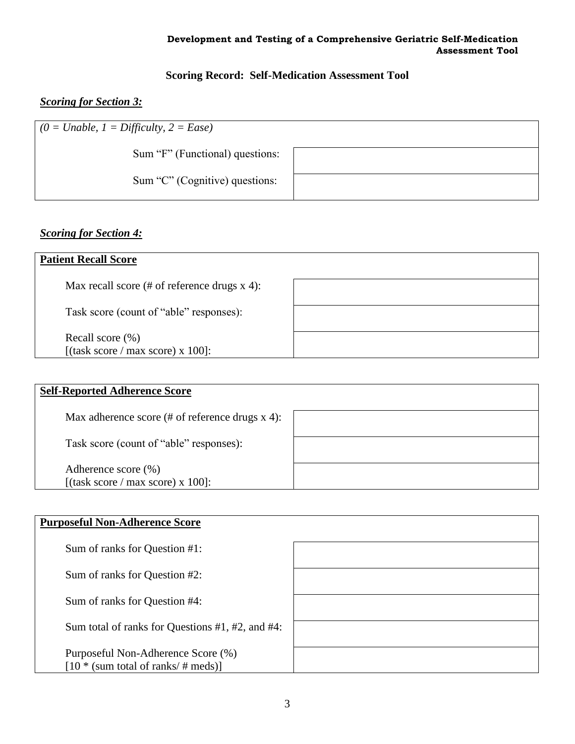## Scoring Record: Self-Medication Assessment Tool

***Scoring for Section 3:***

| *(0 = Unable, 1 = Difficulty, 2 = Ease)* | |
|---|---|
| Sum "F" (Functional) questions: | |
| Sum "C" (Cognitive) questions: | |

***Scoring for Section 4:***

| **Patient Recall Score** | |
|---|---|
| Max recall score (# of reference drugs x 4): | |
| Task score (count of "able" responses): | |
| Recall score (%) [(task score / max score) x 100]: | |

| **Self-Reported Adherence Score** | |
|---|---|
| Max adherence score (# of reference drugs x 4): | |
| Task score (count of "able" responses): | |
| Adherence score (%) [(task score / max score) x 100]: | |

| **Purposeful Non-Adherence Score** | |
|---|---|
| Sum of ranks for Question #1: | |
| Sum of ranks for Question #2: | |
| Sum of ranks for Question #4: | |
| Sum total of ranks for Questions #1, #2, and #4: | |
| Purposeful Non-Adherence Score (%) [10 * (sum total of ranks/ # meds)] | |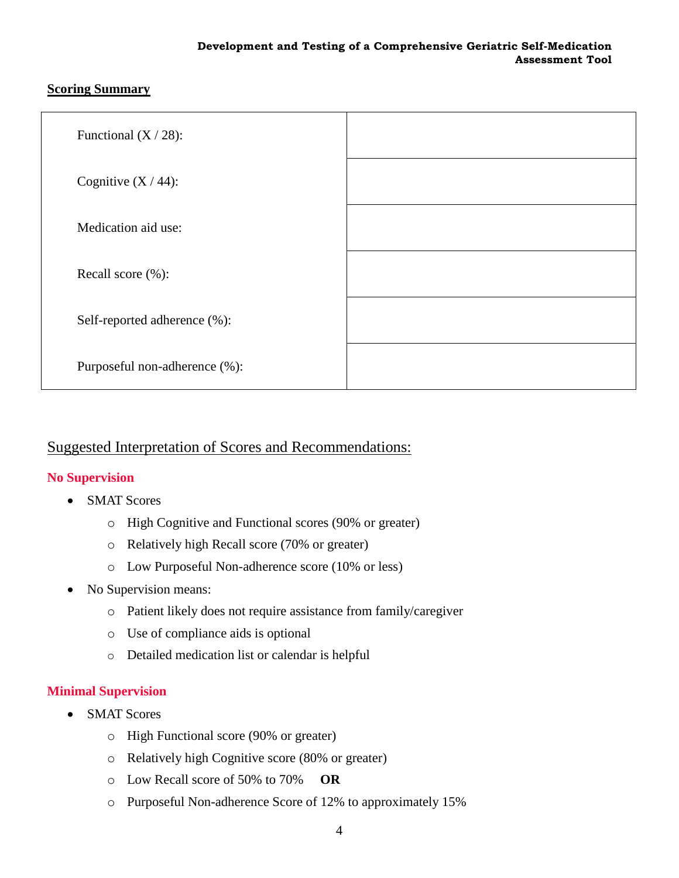## Scoring Summary

| | |
|---|---|
| Functional (X / 28): | |
| Cognitive (X / 44): | |
| Medication aid use: | |
| Recall score (%): | |
| Self-reported adherence (%): | |
| Purposeful non-adherence (%): | |

## Suggested Interpretation of Scores and Recommendations:

### No Supervision

- SMAT Scores
  - High Cognitive and Functional scores (90% or greater)
  - Relatively high Recall score (70% or greater)
  - Low Purposeful Non-adherence score (10% or less)
- No Supervision means:
  - Patient likely does not require assistance from family/caregiver
  - Use of compliance aids is optional
  - Detailed medication list or calendar is helpful

### Minimal Supervision

- SMAT Scores
  - High Functional score (90% or greater)
  - Relatively high Cognitive score (80% or greater)
  - Low Recall score of 50% to 70% **OR**
  - Purposeful Non-adherence Score of 12% to approximately 15%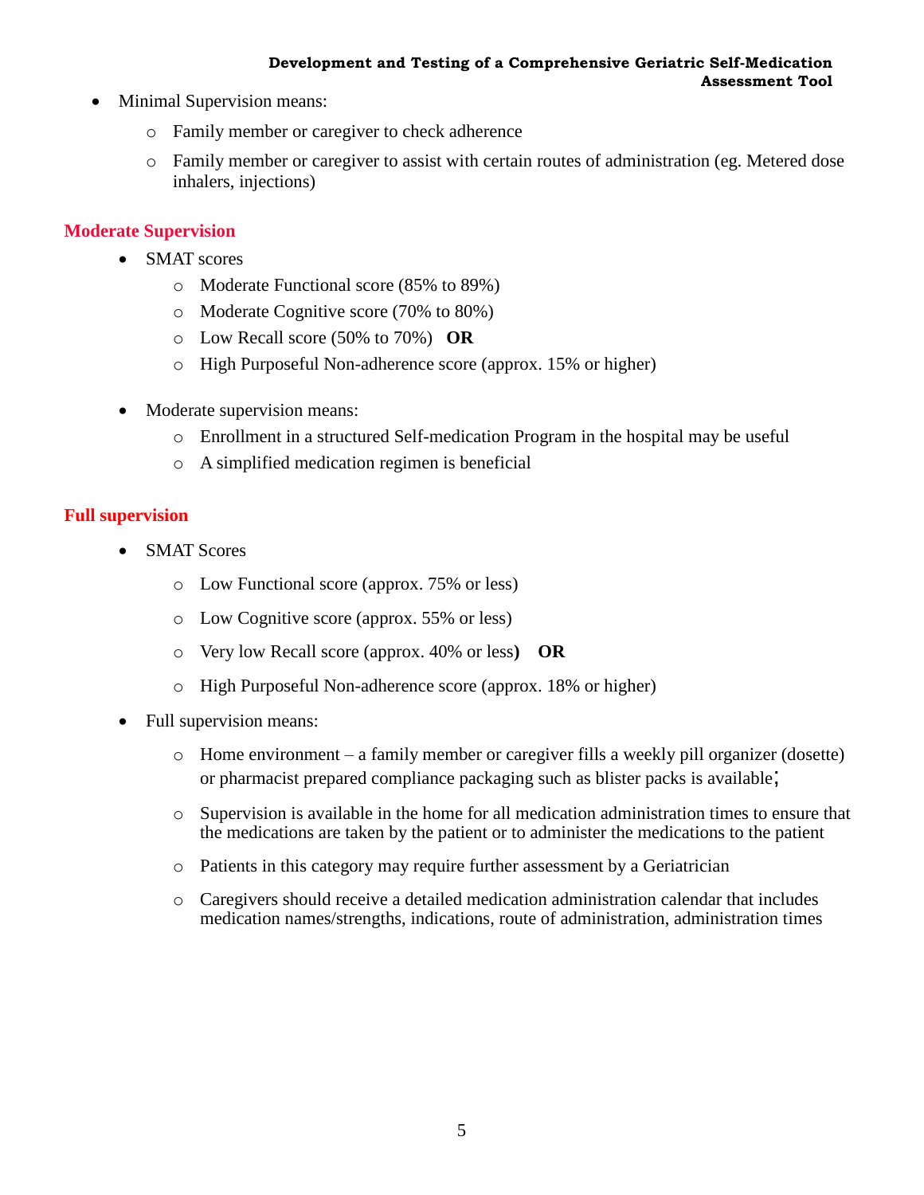- Minimal Supervision means:
    - Family member or caregiver to check adherence
    - Family member or caregiver to assist with certain routes of administration (eg. Metered dose inhalers, injections)

### Moderate Supervision

- SMAT scores
    - Moderate Functional score (85% to 89%)
    - Moderate Cognitive score (70% to 80%)
    - Low Recall score (50% to 70%) **OR**
    - High Purposeful Non-adherence score (approx. 15% or higher)

- Moderate supervision means:
    - Enrollment in a structured Self-medication Program in the hospital may be useful
    - A simplified medication regimen is beneficial

### Full supervision

- SMAT Scores
    - Low Functional score (approx. 75% or less)
    - Low Cognitive score (approx. 55% or less)
    - Very low Recall score (approx. 40% or less**)** **OR**
    - High Purposeful Non-adherence score (approx. 18% or higher)

- Full supervision means:
    - Home environment – a family member or caregiver fills a weekly pill organizer (dosette) or pharmacist prepared compliance packaging such as blister packs is available;
    - Supervision is available in the home for all medication administration times to ensure that the medications are taken by the patient or to administer the medications to the patient
    - Patients in this category may require further assessment by a Geriatrician
    - Caregivers should receive a detailed medication administration calendar that includes medication names/strengths, indications, route of administration, administration times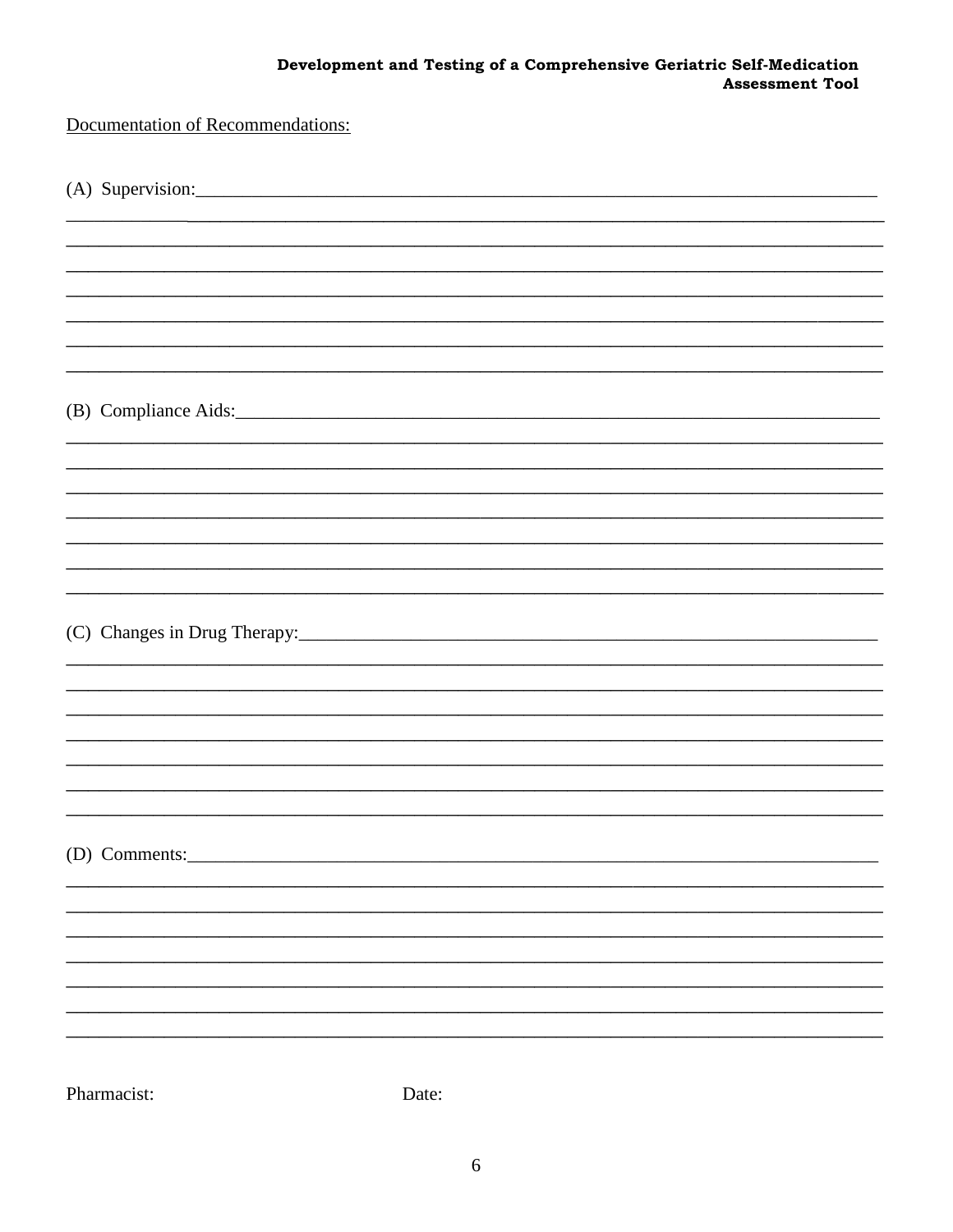Documentation of Recommendations:

(A) Supervision:

(B) Compliance Aids:

(C) Changes in Drug Therapy:

(D) Comments:

Pharmacist: Date: